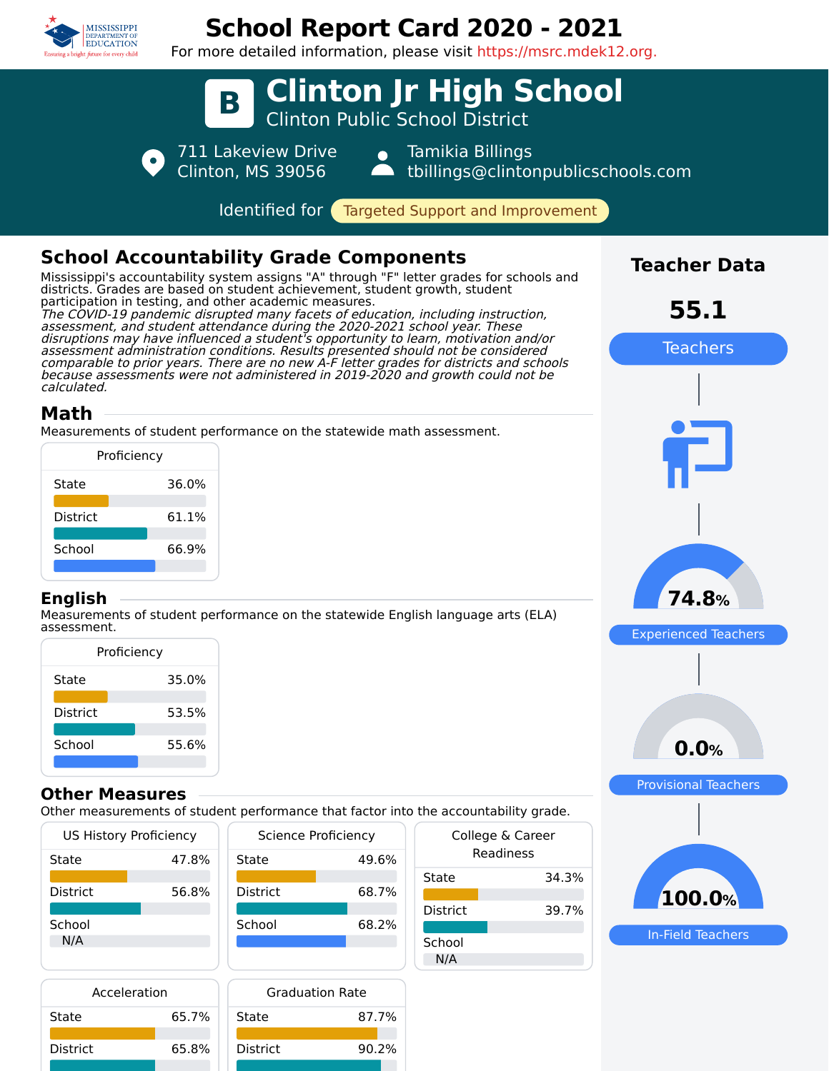# School Report Card 2020 - 2021

For more detailed information, please visit https://msrc.mdek12.org.

# B Clinton Jr High School

## Clinton Public School District

711 Lakeview Drive
Clinton, MS 39056

Tamikia Billings
tbillings@clintonpublicschools.com

Identified for **Targeted Support and Improvement**

## School Accountability Grade Components

Mississippi's accountability system assigns "A" through "F" letter grades for schools and districts. Grades are based on student achievement, student growth, student participation in testing, and other academic measures.
*The COVID-19 pandemic disrupted many facets of education, including instruction, assessment, and student attendance during the 2020-2021 school year. These disruptions may have influenced a student's opportunity to learn, motivation and/or assessment administration conditions. Results presented should not be considered comparable to prior years. There are no new A-F letter grades for districts and schools because assessments were not administered in 2019-2020 and growth could not be calculated.*

### Math

Measurements of student performance on the statewide math assessment.

| Proficiency | |
|---|---|
| State | 36.0% |
| District | 61.1% |
| School | 66.9% |

### English

Measurements of student performance on the statewide English language arts (ELA) assessment.

| Proficiency | |
|---|---|
| State | 35.0% |
| District | 53.5% |
| School | 55.6% |

### Other Measures

Other measurements of student performance that factor into the accountability grade.

| US History Proficiency | |
|---|---|
| State | 47.8% |
| District | 56.8% |
| School | N/A |

| Science Proficiency | |
|---|---|
| State | 49.6% |
| District | 68.7% |
| School | 68.2% |

| College & Career Readiness | |
|---|---|
| State | 34.3% |
| District | 39.7% |
| School | N/A |

| Acceleration | |
|---|---|
| State | 65.7% |
| District | 65.8% |

| Graduation Rate | |
|---|---|
| State | 87.7% |
| District | 90.2% |

## Teacher Data

**55.1** Teachers

**74.8%** Experienced Teachers

**0.0%** Provisional Teachers

**100.0%** In-Field Teachers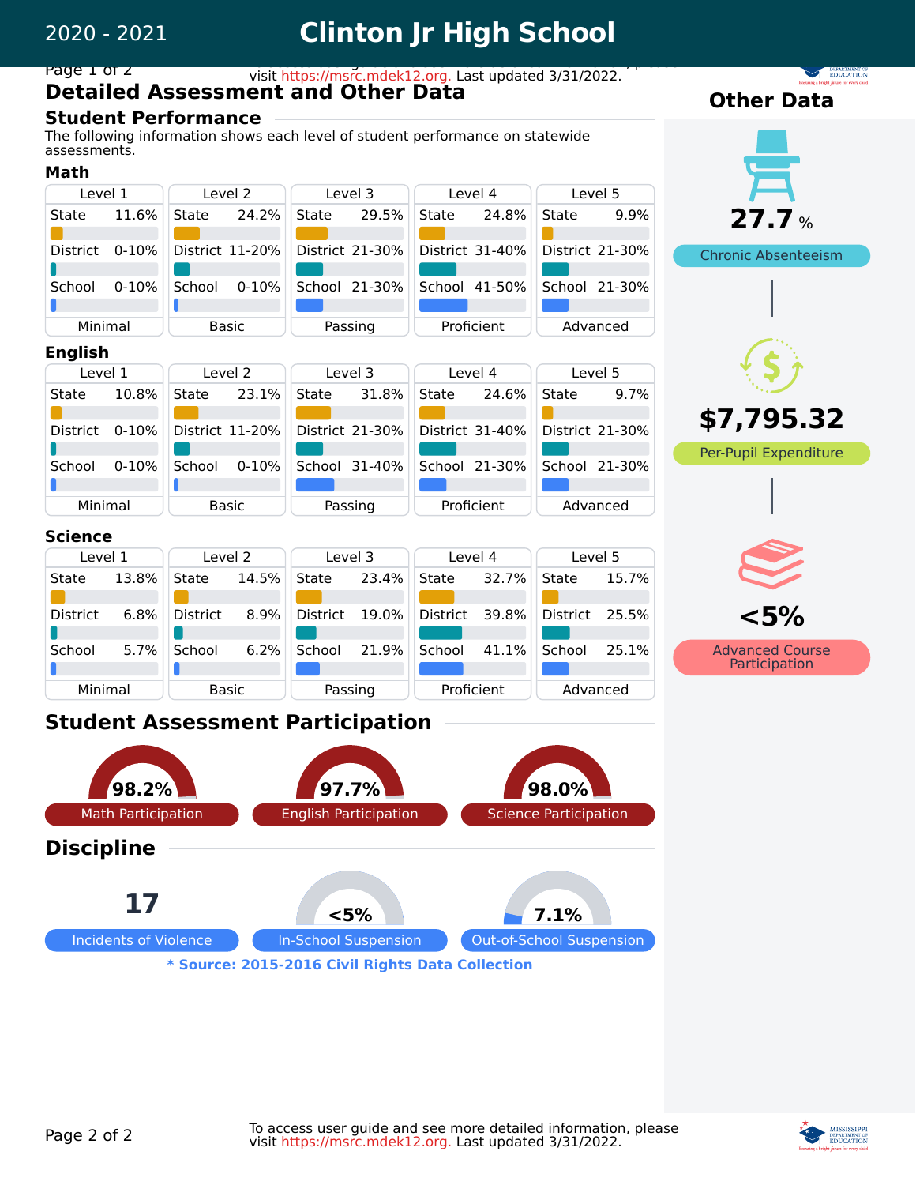# Clinton Jr High School

2020 - 2021

## Detailed Assessment and Other Data

### Student Performance

The following information shows each level of student performance on statewide assessments.

#### Math

| | Level 1 | Level 2 | Level 3 | Level 4 | Level 5 |
|---|---|---|---|---|---|
| State | 11.6% | 24.2% | 29.5% | 24.8% | 9.9% |
| District | 0-10% | 11-20% | 21-30% | 31-40% | 21-30% |
| School | 0-10% | 0-10% | 21-30% | 41-50% | 21-30% |
| | Minimal | Basic | Passing | Proficient | Advanced |

#### English

| | Level 1 | Level 2 | Level 3 | Level 4 | Level 5 |
|---|---|---|---|---|---|
| State | 10.8% | 23.1% | 31.8% | 24.6% | 9.7% |
| District | 0-10% | 11-20% | 21-30% | 31-40% | 21-30% |
| School | 0-10% | 0-10% | 31-40% | 21-30% | 21-30% |
| | Minimal | Basic | Passing | Proficient | Advanced |

#### Science

| | Level 1 | Level 2 | Level 3 | Level 4 | Level 5 |
|---|---|---|---|---|---|
| State | 13.8% | 14.5% | 23.4% | 32.7% | 15.7% |
| District | 6.8% | 8.9% | 19.0% | 39.8% | 25.5% |
| School | 5.7% | 6.2% | 21.9% | 41.1% | 25.1% |
| | Minimal | Basic | Passing | Proficient | Advanced |

### Student Assessment Participation

98.2%
Math Participation

97.7%
English Participation

98.0%
Science Participation

### Discipline

17
Incidents of Violence

<5%
In-School Suspension

7.1%
Out-of-School Suspension

**\* Source: 2015-2016 Civil Rights Data Collection**

## Other Data

27.7 %
Chronic Absenteeism

$7,795.32
Per-Pupil Expenditure

<5%
Advanced Course Participation

To access user guide and see more detailed information, please visit https://msrc.mdek12.org. Last updated 3/31/2022.